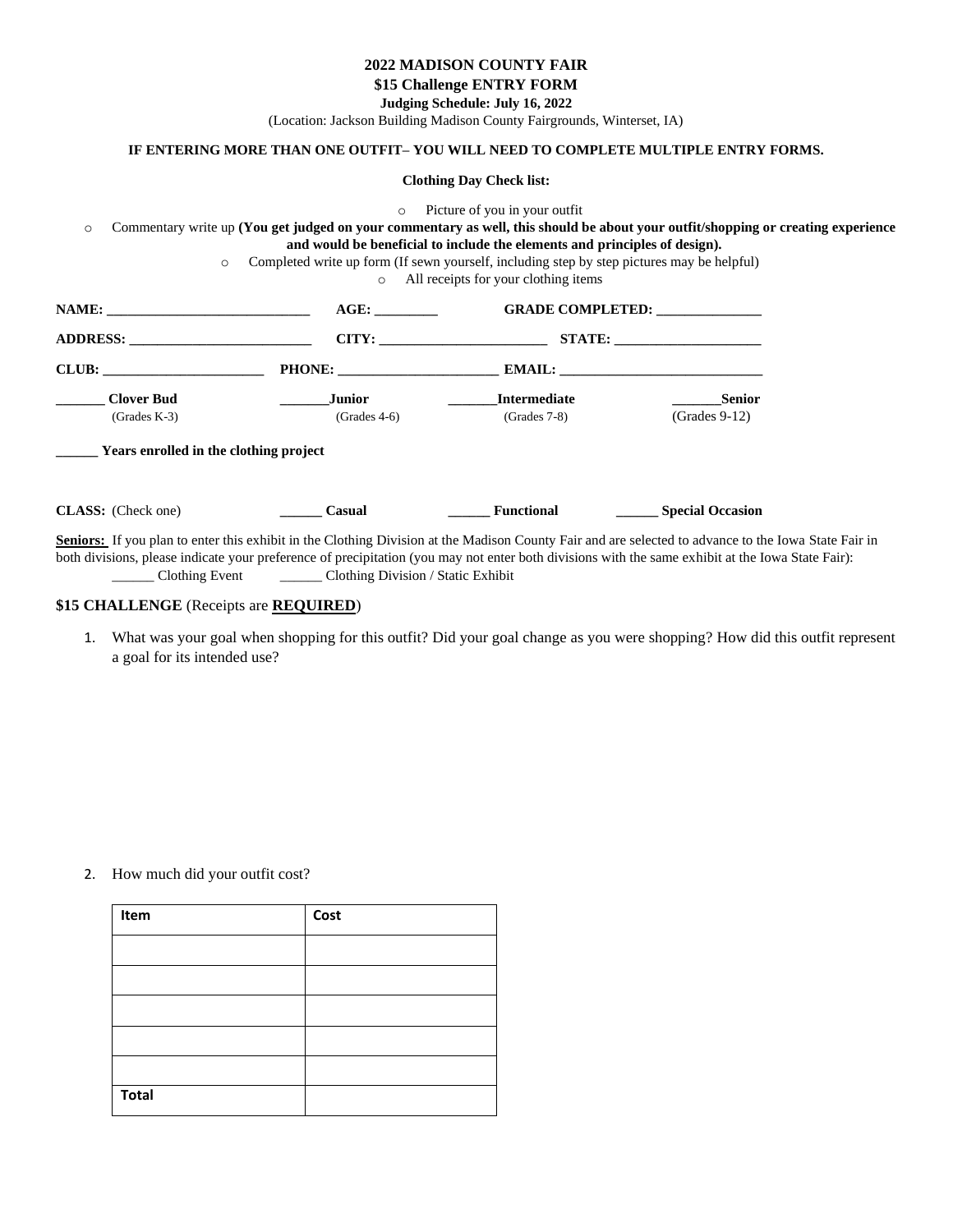**2022 MADISON COUNTY FAIR**

**$15 Challenge ENTRY FORM**

**Judging Schedule: July 16, 2022**

(Location: Jackson Building Madison County Fairgrounds, Winterset, IA)

**IF ENTERING MORE THAN ONE OUTFIT– YOU WILL NEED TO COMPLETE MULTIPLE ENTRY FORMS.**

**Clothing Day Check list:**

- Picture of you in your outfit
- Commentary write up **(You get judged on your commentary as well, this should be about your outfit/shopping or creating experience and would be beneficial to include the elements and principles of design).**
- Completed write up form (If sewn yourself, including step by step pictures may be helpful)
- All receipts for your clothing items

**NAME:** ____________________________ **AGE:** ________ **GRADE COMPLETED:** ______________

**ADDRESS:** _________________________ **CITY:** _______________________ **STATE:** ____________________

**CLUB:** ______________________ **PHONE:** ______________________ **EMAIL:** ____________________________

**_______ Clover Bud** (Grades K-3) **_______Junior** (Grades 4-6) **_______Intermediate** (Grades 7-8) **_______Senior** (Grades 9-12)

**______ Years enrolled in the clothing project**

**CLASS:** (Check one) **______ Casual** **______ Functional** **______ Special Occasion**

**Seniors:** If you plan to enter this exhibit in the Clothing Division at the Madison County Fair and are selected to advance to the Iowa State Fair in both divisions, please indicate your preference of precipitation (you may not enter both divisions with the same exhibit at the Iowa State Fair):
______ Clothing Event ______ Clothing Division / Static Exhibit

**$15 CHALLENGE** (Receipts are **REQUIRED**)

1. What was your goal when shopping for this outfit? Did your goal change as you were shopping? How did this outfit represent a goal for its intended use?

2. How much did your outfit cost?

| Item | Cost |
|---|---|
| | |
| | |
| | |
| | |
| | |
| **Total** | |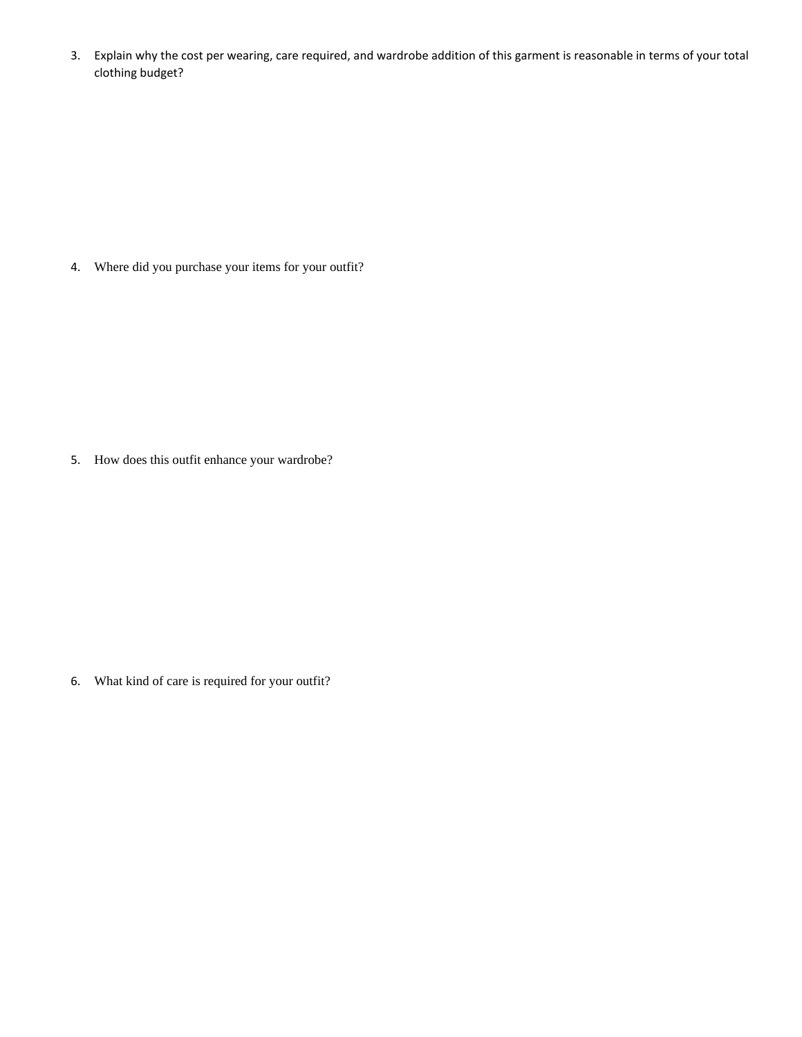3. Explain why the cost per wearing, care required, and wardrobe addition of this garment is reasonable in terms of your total clothing budget?

4. Where did you purchase your items for your outfit?

5. How does this outfit enhance your wardrobe?

6. What kind of care is required for your outfit?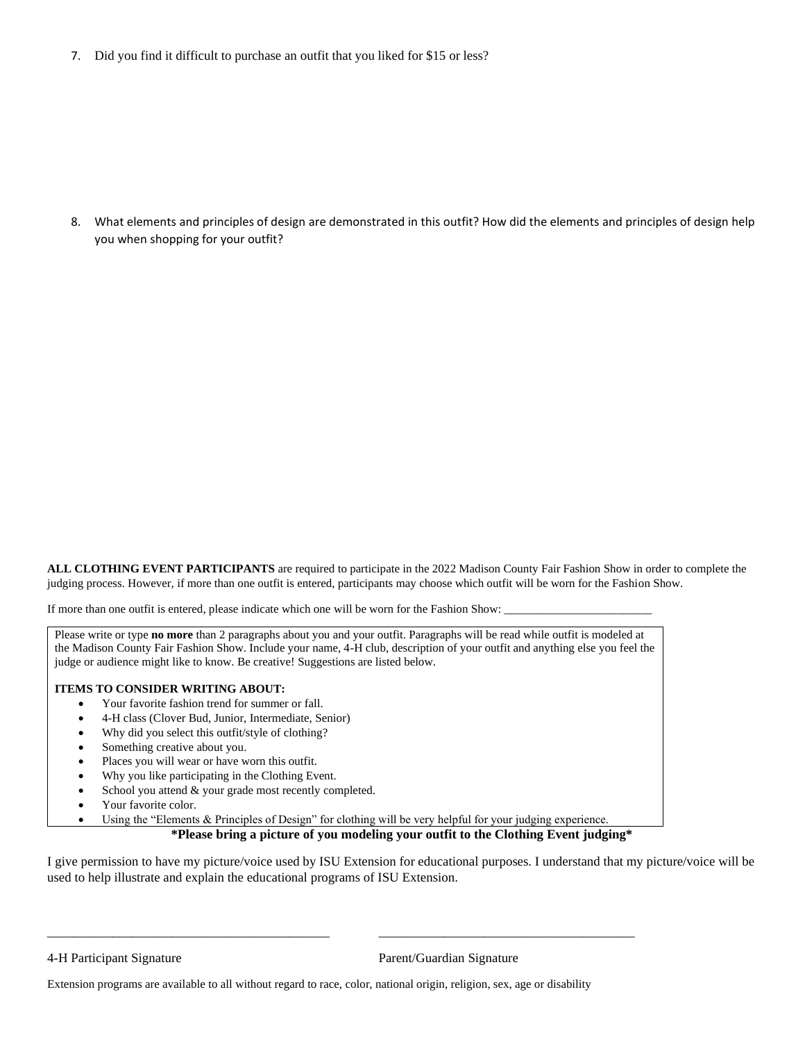7. Did you find it difficult to purchase an outfit that you liked for $15 or less?

8. What elements and principles of design are demonstrated in this outfit? How did the elements and principles of design help you when shopping for your outfit?

**ALL CLOTHING EVENT PARTICIPANTS** are required to participate in the 2022 Madison County Fair Fashion Show in order to complete the judging process. However, if more than one outfit is entered, participants may choose which outfit will be worn for the Fashion Show.

If more than one outfit is entered, please indicate which one will be worn for the Fashion Show: _________________________

Please write or type **no more** than 2 paragraphs about you and your outfit. Paragraphs will be read while outfit is modeled at the Madison County Fair Fashion Show. Include your name, 4-H club, description of your outfit and anything else you feel the judge or audience might like to know. Be creative! Suggestions are listed below.

**ITEMS TO CONSIDER WRITING ABOUT:**

- Your favorite fashion trend for summer or fall.
- 4-H class (Clover Bud, Junior, Intermediate, Senior)
- Why did you select this outfit/style of clothing?
- Something creative about you.
- Places you will wear or have worn this outfit.
- Why you like participating in the Clothing Event.
- School you attend & your grade most recently completed.
- Your favorite color.
- Using the "Elements & Principles of Design" for clothing will be very helpful for your judging experience.

**\*Please bring a picture of you modeling your outfit to the Clothing Event judging\***

I give permission to have my picture/voice used by ISU Extension for educational purposes. I understand that my picture/voice will be used to help illustrate and explain the educational programs of ISU Extension.

_____________________________________________ &nbsp;&nbsp;&nbsp;&nbsp; _________________________________________

4-H Participant Signature &nbsp;&nbsp;&nbsp;&nbsp; Parent/Guardian Signature

Extension programs are available to all without regard to race, color, national origin, religion, sex, age or disability